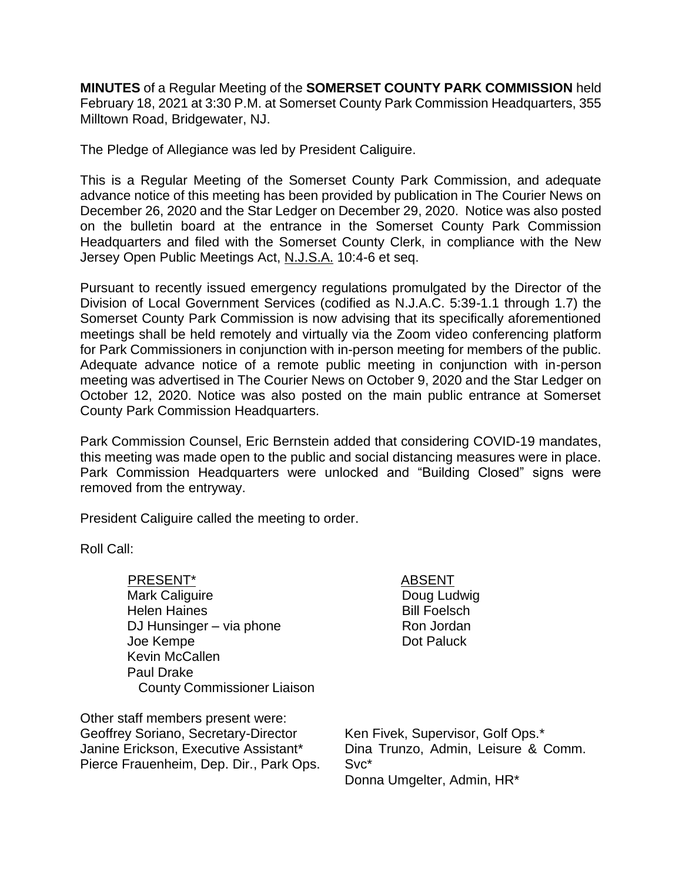**MINUTES** of a Regular Meeting of the **SOMERSET COUNTY PARK COMMISSION** held February 18, 2021 at 3:30 P.M. at Somerset County Park Commission Headquarters, 355 Milltown Road, Bridgewater, NJ.

The Pledge of Allegiance was led by President Caliguire.

This is a Regular Meeting of the Somerset County Park Commission, and adequate advance notice of this meeting has been provided by publication in The Courier News on December 26, 2020 and the Star Ledger on December 29, 2020. Notice was also posted on the bulletin board at the entrance in the Somerset County Park Commission Headquarters and filed with the Somerset County Clerk, in compliance with the New Jersey Open Public Meetings Act, N.J.S.A. 10:4-6 et seq.

Pursuant to recently issued emergency regulations promulgated by the Director of the Division of Local Government Services (codified as N.J.A.C. 5:39-1.1 through 1.7) the Somerset County Park Commission is now advising that its specifically aforementioned meetings shall be held remotely and virtually via the Zoom video conferencing platform for Park Commissioners in conjunction with in-person meeting for members of the public. Adequate advance notice of a remote public meeting in conjunction with in-person meeting was advertised in The Courier News on October 9, 2020 and the Star Ledger on October 12, 2020. Notice was also posted on the main public entrance at Somerset County Park Commission Headquarters.

Park Commission Counsel, Eric Bernstein added that considering COVID-19 mandates, this meeting was made open to the public and social distancing measures were in place. Park Commission Headquarters were unlocked and "Building Closed" signs were removed from the entryway.

President Caliguire called the meeting to order.

Roll Call:

| PRESENT* | ABSENT |
|---|---|
| Mark Caliguire | Doug Ludwig |
| Helen Haines | Bill Foelsch |
| DJ Hunsinger – via phone | Ron Jordan |
| Joe Kempe | Dot Paluck |
| Kevin McCallen | |
| Paul Drake<br>County Commissioner Liaison | |

Other staff members present were:

| | |
|---|---|
| Geoffrey Soriano, Secretary-Director | Ken Fivek, Supervisor, Golf Ops.* |
| Janine Erickson, Executive Assistant* | Dina Trunzo, Admin, Leisure & Comm. Svc* |
| Pierce Frauenheim, Dep. Dir., Park Ops. | Donna Umgelter, Admin, HR* |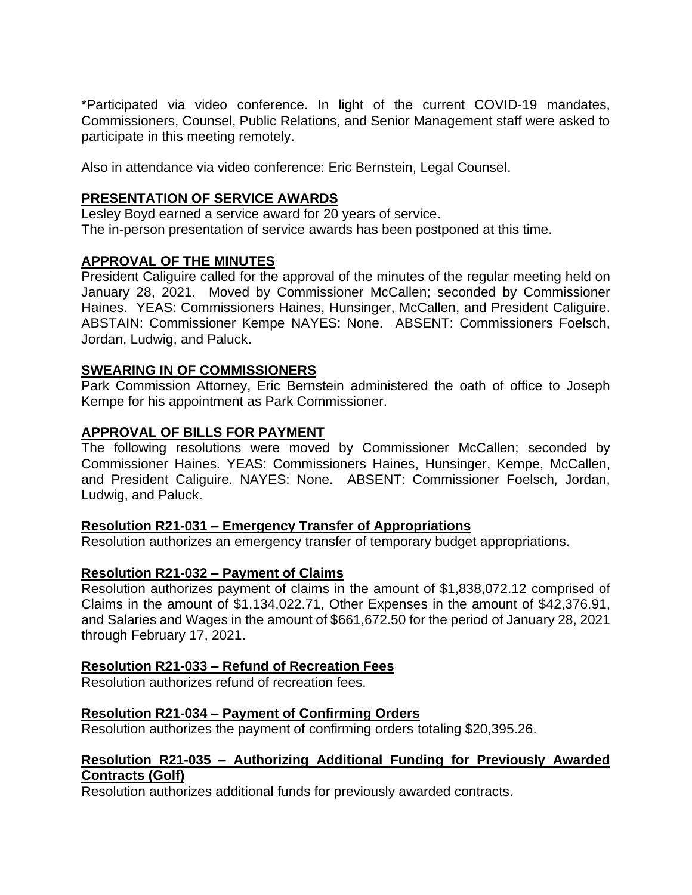*Participated via video conference. In light of the current COVID-19 mandates, Commissioners, Counsel, Public Relations, and Senior Management staff were asked to participate in this meeting remotely.

Also in attendance via video conference: Eric Bernstein, Legal Counsel.

## PRESENTATION OF SERVICE AWARDS

Lesley Boyd earned a service award for 20 years of service.
The in-person presentation of service awards has been postponed at this time.

## APPROVAL OF THE MINUTES

President Caliguire called for the approval of the minutes of the regular meeting held on January 28, 2021. Moved by Commissioner McCallen; seconded by Commissioner Haines. YEAS: Commissioners Haines, Hunsinger, McCallen, and President Caliguire. ABSTAIN: Commissioner Kempe NAYES: None. ABSENT: Commissioners Foelsch, Jordan, Ludwig, and Paluck.

## SWEARING IN OF COMMISSIONERS

Park Commission Attorney, Eric Bernstein administered the oath of office to Joseph Kempe for his appointment as Park Commissioner.

## APPROVAL OF BILLS FOR PAYMENT

The following resolutions were moved by Commissioner McCallen; seconded by Commissioner Haines. YEAS: Commissioners Haines, Hunsinger, Kempe, McCallen, and President Caliguire. NAYES: None. ABSENT: Commissioner Foelsch, Jordan, Ludwig, and Paluck.

### Resolution R21-031 – Emergency Transfer of Appropriations

Resolution authorizes an emergency transfer of temporary budget appropriations.

### Resolution R21-032 – Payment of Claims

Resolution authorizes payment of claims in the amount of $1,838,072.12 comprised of Claims in the amount of $1,134,022.71, Other Expenses in the amount of $42,376.91, and Salaries and Wages in the amount of $661,672.50 for the period of January 28, 2021 through February 17, 2021.

### Resolution R21-033 – Refund of Recreation Fees

Resolution authorizes refund of recreation fees.

### Resolution R21-034 – Payment of Confirming Orders

Resolution authorizes the payment of confirming orders totaling $20,395.26.

### Resolution R21-035 – Authorizing Additional Funding for Previously Awarded Contracts (Golf)

Resolution authorizes additional funds for previously awarded contracts.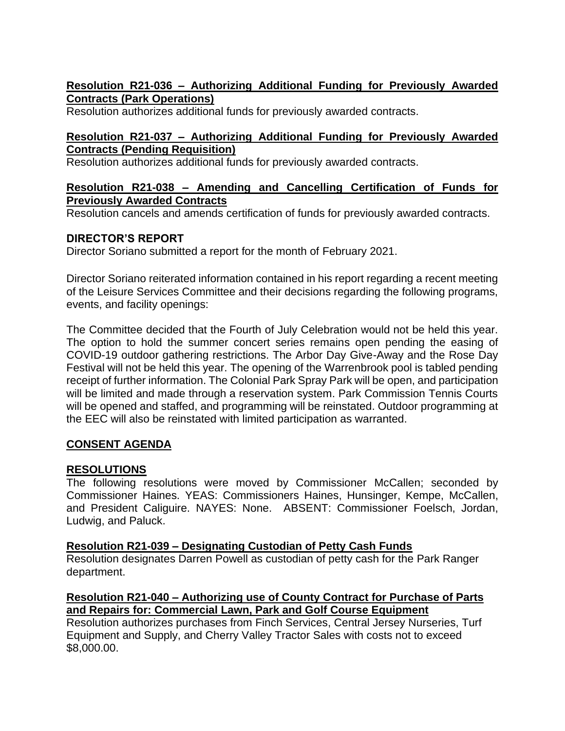**Resolution R21-036 – Authorizing Additional Funding for Previously Awarded Contracts (Park Operations)**

Resolution authorizes additional funds for previously awarded contracts.

**Resolution R21-037 – Authorizing Additional Funding for Previously Awarded Contracts (Pending Requisition)**

Resolution authorizes additional funds for previously awarded contracts.

**Resolution R21-038 – Amending and Cancelling Certification of Funds for Previously Awarded Contracts**

Resolution cancels and amends certification of funds for previously awarded contracts.

## DIRECTOR'S REPORT

Director Soriano submitted a report for the month of February 2021.

Director Soriano reiterated information contained in his report regarding a recent meeting of the Leisure Services Committee and their decisions regarding the following programs, events, and facility openings:

The Committee decided that the Fourth of July Celebration would not be held this year. The option to hold the summer concert series remains open pending the easing of COVID-19 outdoor gathering restrictions. The Arbor Day Give-Away and the Rose Day Festival will not be held this year. The opening of the Warrenbrook pool is tabled pending receipt of further information. The Colonial Park Spray Park will be open, and participation will be limited and made through a reservation system. Park Commission Tennis Courts will be opened and staffed, and programming will be reinstated. Outdoor programming at the EEC will also be reinstated with limited participation as warranted.

## CONSENT AGENDA

## RESOLUTIONS

The following resolutions were moved by Commissioner McCallen; seconded by Commissioner Haines. YEAS: Commissioners Haines, Hunsinger, Kempe, McCallen, and President Caliguire. NAYES: None. ABSENT: Commissioner Foelsch, Jordan, Ludwig, and Paluck.

**Resolution R21-039 – Designating Custodian of Petty Cash Funds**

Resolution designates Darren Powell as custodian of petty cash for the Park Ranger department.

**Resolution R21-040 – Authorizing use of County Contract for Purchase of Parts and Repairs for: Commercial Lawn, Park and Golf Course Equipment**

Resolution authorizes purchases from Finch Services, Central Jersey Nurseries, Turf Equipment and Supply, and Cherry Valley Tractor Sales with costs not to exceed $8,000.00.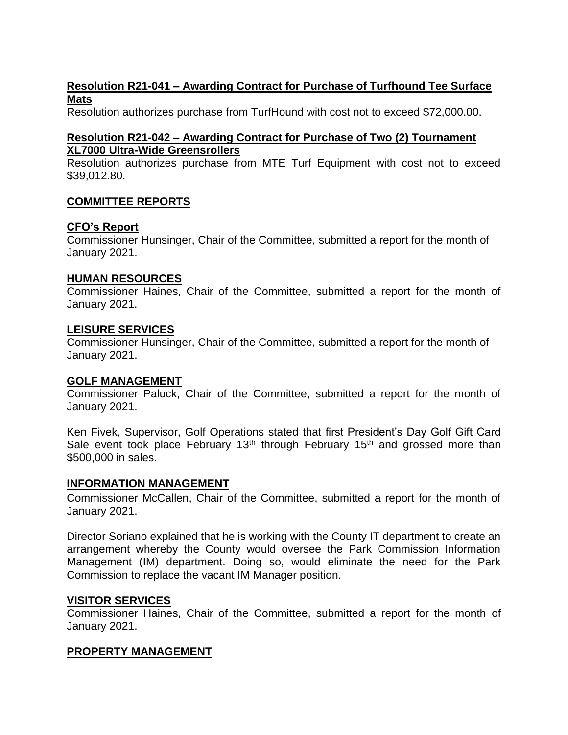**Resolution R21-041 – Awarding Contract for Purchase of Turfhound Tee Surface Mats**

Resolution authorizes purchase from TurfHound with cost not to exceed $72,000.00.

**Resolution R21-042 – Awarding Contract for Purchase of Two (2) Tournament XL7000 Ultra-Wide Greensrollers**

Resolution authorizes purchase from MTE Turf Equipment with cost not to exceed $39,012.80.

## COMMITTEE REPORTS

**CFO's Report**

Commissioner Hunsinger, Chair of the Committee, submitted a report for the month of January 2021.

**HUMAN RESOURCES**

Commissioner Haines, Chair of the Committee, submitted a report for the month of January 2021.

**LEISURE SERVICES**

Commissioner Hunsinger, Chair of the Committee, submitted a report for the month of January 2021.

**GOLF MANAGEMENT**

Commissioner Paluck, Chair of the Committee, submitted a report for the month of January 2021.

Ken Fivek, Supervisor, Golf Operations stated that first President's Day Golf Gift Card Sale event took place February 13th through February 15th and grossed more than $500,000 in sales.

**INFORMATION MANAGEMENT**

Commissioner McCallen, Chair of the Committee, submitted a report for the month of January 2021.

Director Soriano explained that he is working with the County IT department to create an arrangement whereby the County would oversee the Park Commission Information Management (IM) department. Doing so, would eliminate the need for the Park Commission to replace the vacant IM Manager position.

**VISITOR SERVICES**

Commissioner Haines, Chair of the Committee, submitted a report for the month of January 2021.

**PROPERTY MANAGEMENT**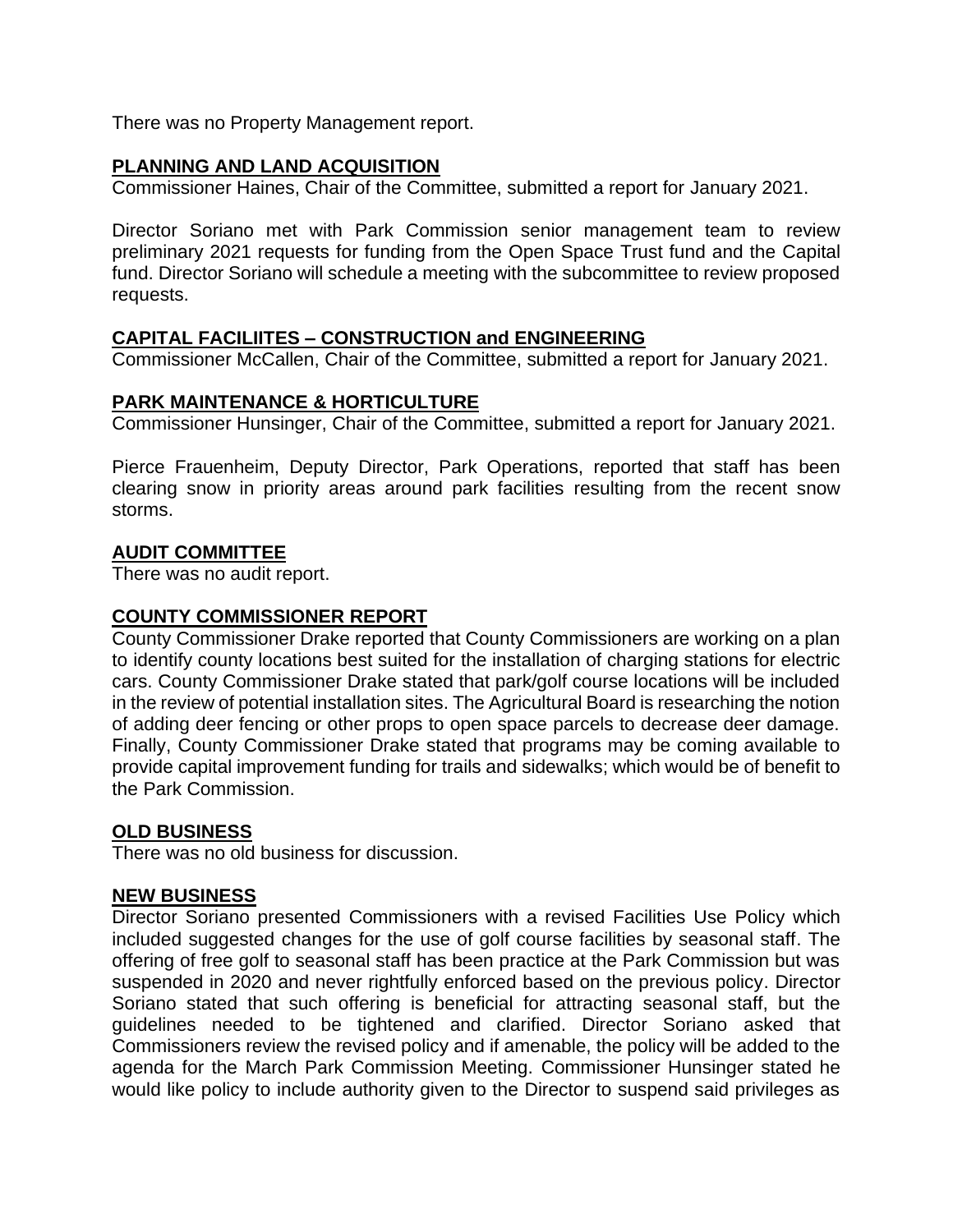There was no Property Management report.

## PLANNING AND LAND ACQUISITION

Commissioner Haines, Chair of the Committee, submitted a report for January 2021.

Director Soriano met with Park Commission senior management team to review preliminary 2021 requests for funding from the Open Space Trust fund and the Capital fund. Director Soriano will schedule a meeting with the subcommittee to review proposed requests.

## CAPITAL FACILIITES – CONSTRUCTION and ENGINEERING

Commissioner McCallen, Chair of the Committee, submitted a report for January 2021.

## PARK MAINTENANCE & HORTICULTURE

Commissioner Hunsinger, Chair of the Committee, submitted a report for January 2021.

Pierce Frauenheim, Deputy Director, Park Operations, reported that staff has been clearing snow in priority areas around park facilities resulting from the recent snow storms.

## AUDIT COMMITTEE

There was no audit report.

## COUNTY COMMISSIONER REPORT

County Commissioner Drake reported that County Commissioners are working on a plan to identify county locations best suited for the installation of charging stations for electric cars. County Commissioner Drake stated that park/golf course locations will be included in the review of potential installation sites. The Agricultural Board is researching the notion of adding deer fencing or other props to open space parcels to decrease deer damage. Finally, County Commissioner Drake stated that programs may be coming available to provide capital improvement funding for trails and sidewalks; which would be of benefit to the Park Commission.

## OLD BUSINESS

There was no old business for discussion.

## NEW BUSINESS

Director Soriano presented Commissioners with a revised Facilities Use Policy which included suggested changes for the use of golf course facilities by seasonal staff. The offering of free golf to seasonal staff has been practice at the Park Commission but was suspended in 2020 and never rightfully enforced based on the previous policy. Director Soriano stated that such offering is beneficial for attracting seasonal staff, but the guidelines needed to be tightened and clarified. Director Soriano asked that Commissioners review the revised policy and if amenable, the policy will be added to the agenda for the March Park Commission Meeting. Commissioner Hunsinger stated he would like policy to include authority given to the Director to suspend said privileges as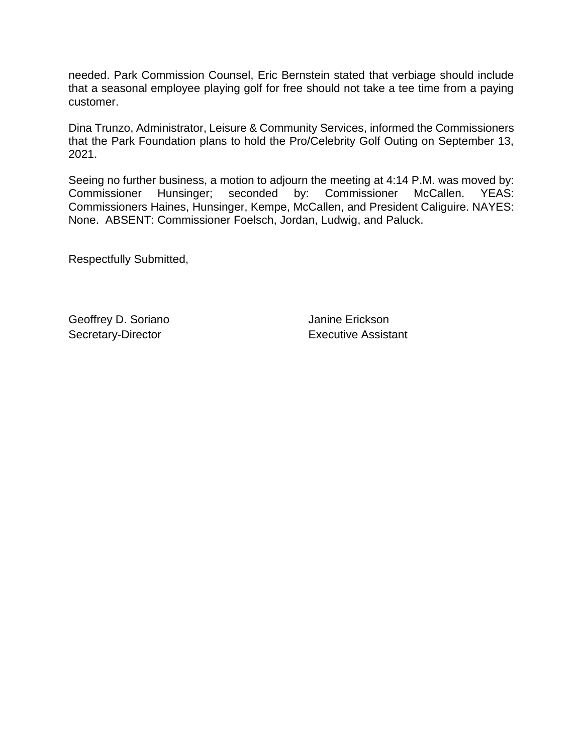needed. Park Commission Counsel, Eric Bernstein stated that verbiage should include that a seasonal employee playing golf for free should not take a tee time from a paying customer.

Dina Trunzo, Administrator, Leisure & Community Services, informed the Commissioners that the Park Foundation plans to hold the Pro/Celebrity Golf Outing on September 13, 2021.

Seeing no further business, a motion to adjourn the meeting at 4:14 P.M. was moved by: Commissioner Hunsinger; seconded by: Commissioner McCallen. YEAS: Commissioners Haines, Hunsinger, Kempe, McCallen, and President Caliguire. NAYES: None. ABSENT: Commissioner Foelsch, Jordan, Ludwig, and Paluck.

Respectfully Submitted,

Geoffrey D. Soriano
Secretary-Director

Janine Erickson
Executive Assistant